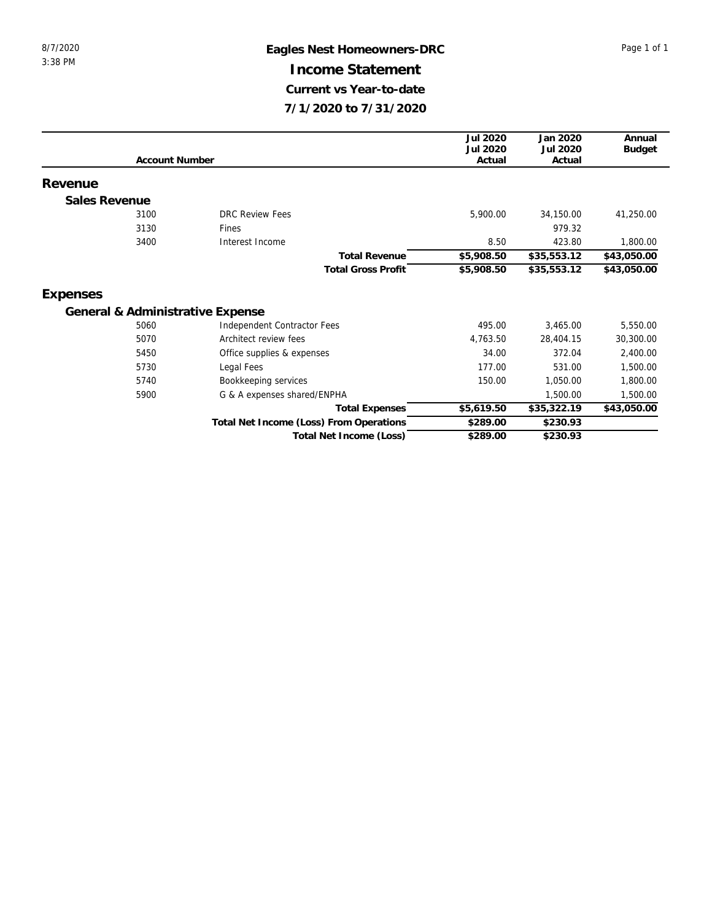8/7/2020
3:38 PM

# Eagles Nest Homeowners-DRC

## Income Statement

### Current vs Year-to-date

### 7/1/2020 to 7/31/2020

| Account Number | | Jul 2020 Jul 2020 Actual | Jan 2020 Jul 2020 Actual | Annual Budget |
|---|---|---|---|---|
| **Revenue** | | | | |
| **Sales Revenue** | | | | |
| 3100 | DRC Review Fees | 5,900.00 | 34,150.00 | 41,250.00 |
| 3130 | Fines | | 979.32 | |
| 3400 | Interest Income | 8.50 | 423.80 | 1,800.00 |
| | **Total Revenue** | **$5,908.50** | **$35,553.12** | **$43,050.00** |
| | **Total Gross Profit** | **$5,908.50** | **$35,553.12** | **$43,050.00** |
| **Expenses** | | | | |
| **General & Administrative Expense** | | | | |
| 5060 | Independent Contractor Fees | 495.00 | 3,465.00 | 5,550.00 |
| 5070 | Architect review fees | 4,763.50 | 28,404.15 | 30,300.00 |
| 5450 | Office supplies & expenses | 34.00 | 372.04 | 2,400.00 |
| 5730 | Legal Fees | 177.00 | 531.00 | 1,500.00 |
| 5740 | Bookkeeping services | 150.00 | 1,050.00 | 1,800.00 |
| 5900 | G & A expenses shared/ENPHA | | 1,500.00 | 1,500.00 |
| | **Total Expenses** | **$5,619.50** | **$35,322.19** | **$43,050.00** |
| | **Total Net Income (Loss) From Operations** | **$289.00** | **$230.93** | |
| | **Total Net Income (Loss)** | **$289.00** | **$230.93** | |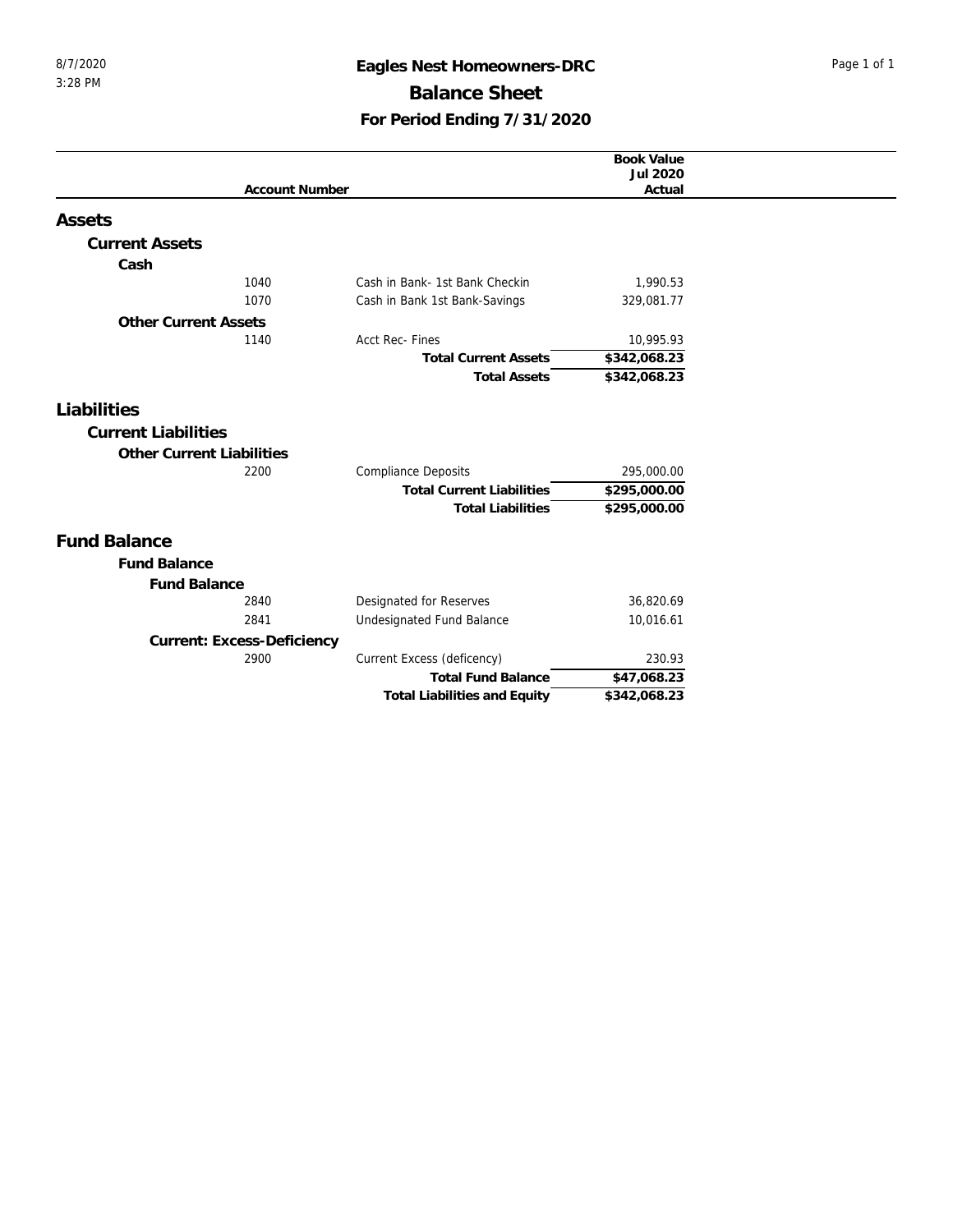# Eagles Nest Homeowners-DRC

## Balance Sheet

### For Period Ending 7/31/2020

| Account Number | | Book Value Jul 2020 Actual |
|---|---|---|
| **Assets** | | |
| **Current Assets** | | |
| **Cash** | | |
| 1040 | Cash in Bank- 1st Bank Checkin | 1,990.53 |
| 1070 | Cash in Bank 1st Bank-Savings | 329,081.77 |
| **Other Current Assets** | | |
| 1140 | Acct Rec- Fines | 10,995.93 |
| | **Total Current Assets** | **$342,068.23** |
| | **Total Assets** | **$342,068.23** |
| **Liabilities** | | |
| **Current Liabilities** | | |
| **Other Current Liabilities** | | |
| 2200 | Compliance Deposits | 295,000.00 |
| | **Total Current Liabilities** | **$295,000.00** |
| | **Total Liabilities** | **$295,000.00** |
| **Fund Balance** | | |
| **Fund Balance** | | |
| **Fund Balance** | | |
| 2840 | Designated for Reserves | 36,820.69 |
| 2841 | Undesignated Fund Balance | 10,016.61 |
| **Current: Excess-Deficiency** | | |
| 2900 | Current Excess (deficency) | 230.93 |
| | **Total Fund Balance** | **$47,068.23** |
| | **Total Liabilities and Equity** | **$342,068.23** |